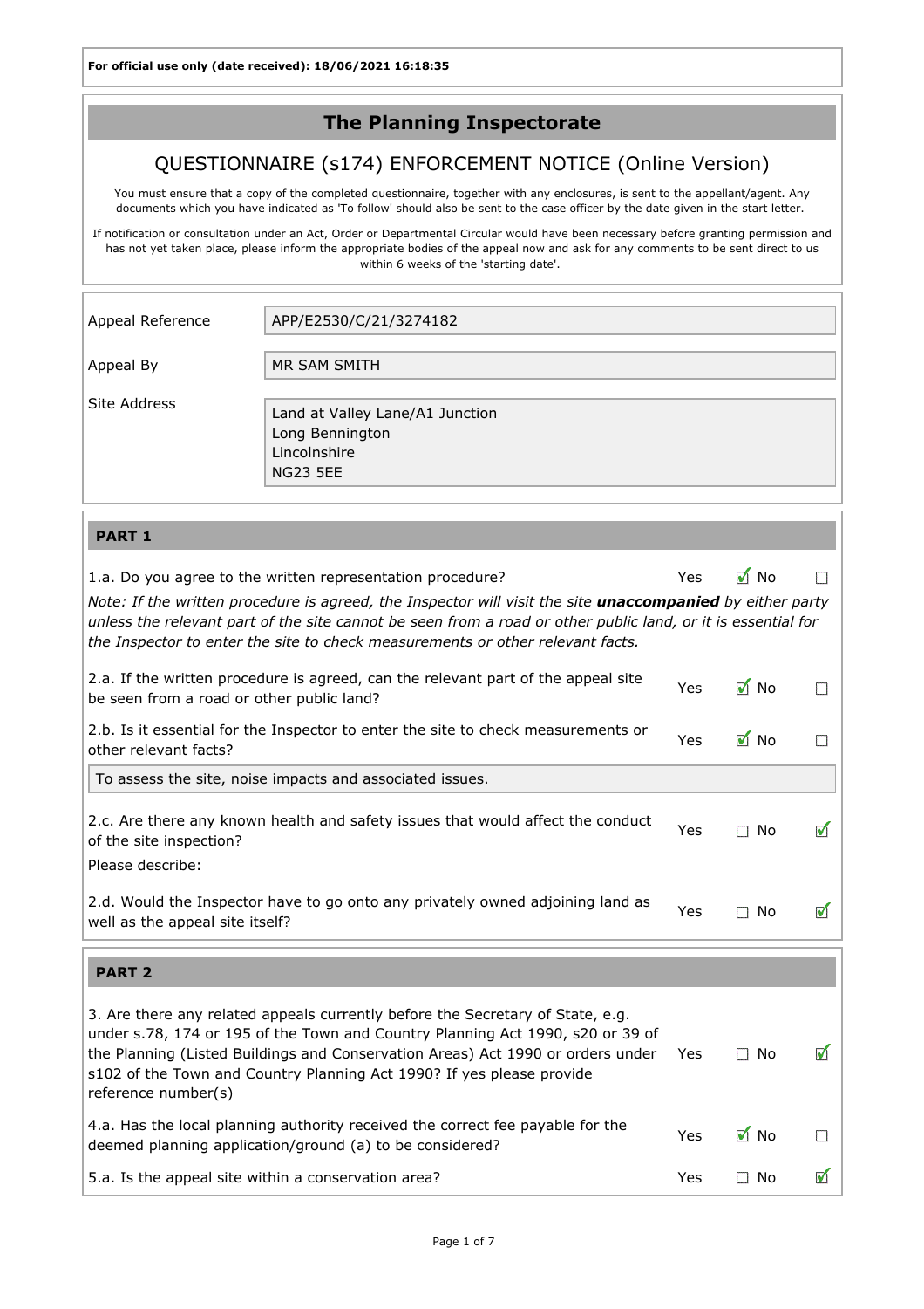For official use only (date received): 18/06/2021 16:18:35

# The Planning Inspectorate

## QUESTIONNAIRE (s174) ENFORCEMENT NOTICE (Online Version)

You must ensure that a copy of the completed questionnaire, together with any enclosures, is sent to the appellant/agent. Any documents which you have indicated as 'To follow' should also be sent to the case officer by the date given in the start letter.

If notification or consultation under an Act, Order or Departmental Circular would have been necessary before granting permission and has not yet taken place, please inform the appropriate bodies of the appeal now and ask for any comments to be sent direct to us within 6 weeks of the 'starting date'.

| | |
|---|---|
| Appeal Reference | APP/E2530/C/21/3274182 |
| Appeal By | MR SAM SMITH |
| Site Address | Land at Valley Lane/A1 Junction<br>Long Bennington<br>Lincolnshire<br>NG23 5EE |

### PART 1

| Question | Yes | No |
|---|---|---|
| 1.a. Do you agree to the written representation procedure? | ☑ | ☐ |

*Note: If the written procedure is agreed, the Inspector will visit the site* ***unaccompanied*** *by either party unless the relevant part of the site cannot be seen from a road or other public land, or it is essential for the Inspector to enter the site to check measurements or other relevant facts.*

| Question | Yes | No |
|---|---|---|
| 2.a. If the written procedure is agreed, can the relevant part of the appeal site be seen from a road or other public land? | ☑ | ☐ |
| 2.b. Is it essential for the Inspector to enter the site to check measurements or other relevant facts? | ☑ | ☐ |

To assess the site, noise impacts and associated issues.

| Question | Yes | No |
|---|---|---|
| 2.c. Are there any known health and safety issues that would affect the conduct of the site inspection?<br>Please describe: | ☐ | ☑ |
| 2.d. Would the Inspector have to go onto any privately owned adjoining land as well as the appeal site itself? | ☐ | ☑ |

### PART 2

| Question | Yes | No |
|---|---|---|
| 3. Are there any related appeals currently before the Secretary of State, e.g. under s.78, 174 or 195 of the Town and Country Planning Act 1990, s20 or 39 of the Planning (Listed Buildings and Conservation Areas) Act 1990 or orders under s102 of the Town and Country Planning Act 1990? If yes please provide reference number(s) | ☐ | ☑ |
| 4.a. Has the local planning authority received the correct fee payable for the deemed planning application/ground (a) to be considered? | ☑ | ☐ |
| 5.a. Is the appeal site within a conservation area? | ☐ | ☑ |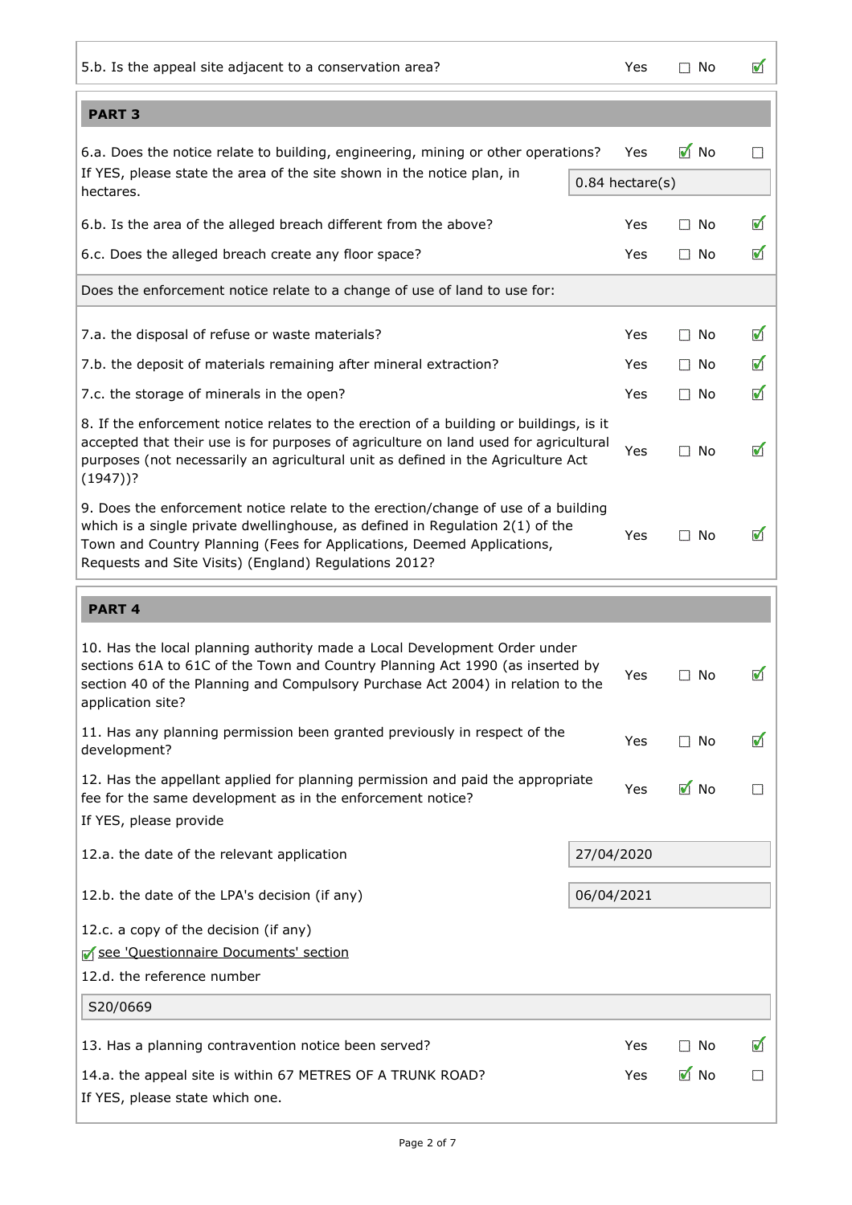| Question | Yes | No |
|---|---|---|
| 5.b. Is the appeal site adjacent to a conservation area? | ☐ | ☑ |

## PART 3

| Question | Yes | No |
|---|---|---|
| 6.a. Does the notice relate to building, engineering, mining or other operations? | ☑ | ☐ |
| If YES, please state the area of the site shown in the notice plan, in hectares. | 0.84 hectare(s) | |
| 6.b. Is the area of the alleged breach different from the above? | ☐ | ☑ |
| 6.c. Does the alleged breach create any floor space? | ☐ | ☑ |

Does the enforcement notice relate to a change of use of land to use for:

| Question | Yes | No |
|---|---|---|
| 7.a. the disposal of refuse or waste materials? | ☐ | ☑ |
| 7.b. the deposit of materials remaining after mineral extraction? | ☐ | ☑ |
| 7.c. the storage of minerals in the open? | ☐ | ☑ |
| 8. If the enforcement notice relates to the erection of a building or buildings, is it accepted that their use is for purposes of agriculture on land used for agricultural purposes (not necessarily an agricultural unit as defined in the Agriculture Act (1947))? | ☐ | ☑ |
| 9. Does the enforcement notice relate to the erection/change of use of a building which is a single private dwellinghouse, as defined in Regulation 2(1) of the Town and Country Planning (Fees for Applications, Deemed Applications, Requests and Site Visits) (England) Regulations 2012? | ☐ | ☑ |

## PART 4

| Question | Yes | No |
|---|---|---|
| 10. Has the local planning authority made a Local Development Order under sections 61A to 61C of the Town and Country Planning Act 1990 (as inserted by section 40 of the Planning and Compulsory Purchase Act 2004) in relation to the application site? | ☐ | ☑ |
| 11. Has any planning permission been granted previously in respect of the development? | ☐ | ☑ |
| 12. Has the appellant applied for planning permission and paid the appropriate fee for the same development as in the enforcement notice? | ☑ | ☐ |

If YES, please provide

| | |
|---|---|
| 12.a. the date of the relevant application | 27/04/2020 |
| 12.b. the date of the LPA's decision (if any) | 06/04/2021 |

12.c. a copy of the decision (if any)

☑ see 'Questionnaire Documents' section

12.d. the reference number

S20/0669

| Question | Yes | No |
|---|---|---|
| 13. Has a planning contravention notice been served? | ☐ | ☑ |
| 14.a. the appeal site is within 67 METRES OF A TRUNK ROAD? | ☑ | ☐ |

If YES, please state which one.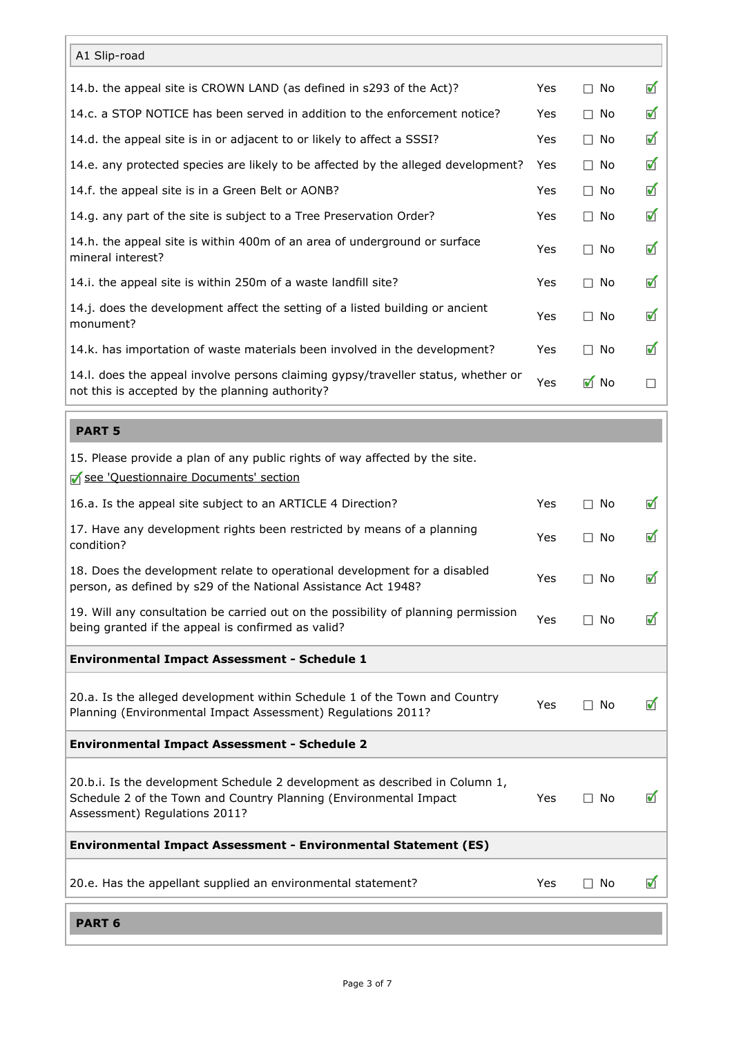A1 Slip-road

| Question | | | |
|---|---|---|---|
| 14.b. the appeal site is CROWN LAND (as defined in s293 of the Act)? | Yes ☐ | No | ☑ |
| 14.c. a STOP NOTICE has been served in addition to the enforcement notice? | Yes ☐ | No | ☑ |
| 14.d. the appeal site is in or adjacent to or likely to affect a SSSI? | Yes ☐ | No | ☑ |
| 14.e. any protected species are likely to be affected by the alleged development? | Yes ☐ | No | ☑ |
| 14.f. the appeal site is in a Green Belt or AONB? | Yes ☐ | No | ☑ |
| 14.g. any part of the site is subject to a Tree Preservation Order? | Yes ☐ | No | ☑ |
| 14.h. the appeal site is within 400m of an area of underground or surface mineral interest? | Yes ☐ | No | ☑ |
| 14.i. the appeal site is within 250m of a waste landfill site? | Yes ☐ | No | ☑ |
| 14.j. does the development affect the setting of a listed building or ancient monument? | Yes ☐ | No | ☑ |
| 14.k. has importation of waste materials been involved in the development? | Yes ☐ | No | ☑ |
| 14.l. does the appeal involve persons claiming gypsy/traveller status, whether or not this is accepted by the planning authority? | Yes ☑ | No | ☐ |

## PART 5

15. Please provide a plan of any public rights of way affected by the site.

☑ see 'Questionnaire Documents' section

| Question | | | |
|---|---|---|---|
| 16.a. Is the appeal site subject to an ARTICLE 4 Direction? | Yes ☐ | No | ☑ |
| 17. Have any development rights been restricted by means of a planning condition? | Yes ☐ | No | ☑ |
| 18. Does the development relate to operational development for a disabled person, as defined by s29 of the National Assistance Act 1948? | Yes ☐ | No | ☑ |
| 19. Will any consultation be carried out on the possibility of planning permission being granted if the appeal is confirmed as valid? | Yes ☐ | No | ☑ |

**Environmental Impact Assessment - Schedule 1**

| Question | | | |
|---|---|---|---|
| 20.a. Is the alleged development within Schedule 1 of the Town and Country Planning (Environmental Impact Assessment) Regulations 2011? | Yes ☐ | No | ☑ |

**Environmental Impact Assessment - Schedule 2**

| Question | | | |
|---|---|---|---|
| 20.b.i. Is the development Schedule 2 development as described in Column 1, Schedule 2 of the Town and Country Planning (Environmental Impact Assessment) Regulations 2011? | Yes ☐ | No | ☑ |

**Environmental Impact Assessment - Environmental Statement (ES)**

| Question | | | |
|---|---|---|---|
| 20.e. Has the appellant supplied an environmental statement? | Yes ☐ | No | ☑ |

## PART 6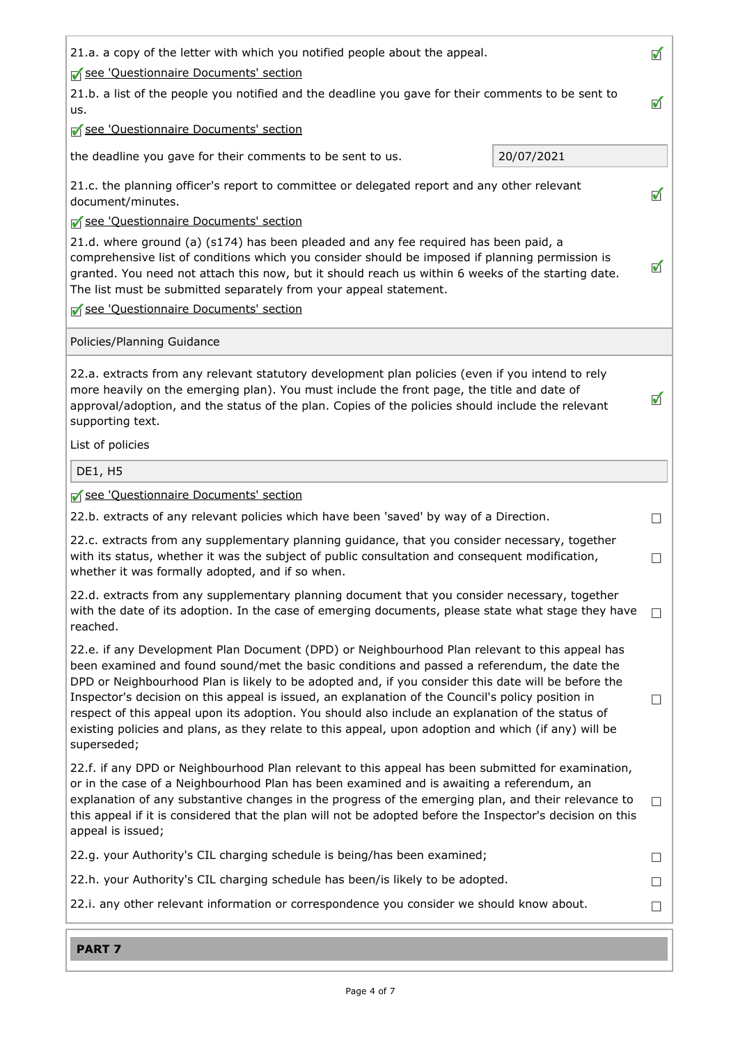21.a. a copy of the letter with which you notified people about the appeal. ☑

☑ see 'Questionnaire Documents' section

21.b. a list of the people you notified and the deadline you gave for their comments to be sent to us. ☑

☑ see 'Questionnaire Documents' section

the deadline you gave for their comments to be sent to us. 20/07/2021

21.c. the planning officer's report to committee or delegated report and any other relevant document/minutes. ☑

☑ see 'Questionnaire Documents' section

21.d. where ground (a) (s174) has been pleaded and any fee required has been paid, a comprehensive list of conditions which you consider should be imposed if planning permission is granted. You need not attach this now, but it should reach us within 6 weeks of the starting date. The list must be submitted separately from your appeal statement. ☑

☑ see 'Questionnaire Documents' section

Policies/Planning Guidance

22.a. extracts from any relevant statutory development plan policies (even if you intend to rely more heavily on the emerging plan). You must include the front page, the title and date of approval/adoption, and the status of the plan. Copies of the policies should include the relevant supporting text. ☑

List of policies

DE1, H5

☑ see 'Questionnaire Documents' section

22.b. extracts of any relevant policies which have been 'saved' by way of a Direction. ☐

22.c. extracts from any supplementary planning guidance, that you consider necessary, together with its status, whether it was the subject of public consultation and consequent modification, whether it was formally adopted, and if so when. ☐

22.d. extracts from any supplementary planning document that you consider necessary, together with the date of its adoption. In the case of emerging documents, please state what stage they have reached. ☐

22.e. if any Development Plan Document (DPD) or Neighbourhood Plan relevant to this appeal has been examined and found sound/met the basic conditions and passed a referendum, the date the DPD or Neighbourhood Plan is likely to be adopted and, if you consider this date will be before the Inspector's decision on this appeal is issued, an explanation of the Council's policy position in respect of this appeal upon its adoption. You should also include an explanation of the status of existing policies and plans, as they relate to this appeal, upon adoption and which (if any) will be superseded; ☐

22.f. if any DPD or Neighbourhood Plan relevant to this appeal has been submitted for examination, or in the case of a Neighbourhood Plan has been examined and is awaiting a referendum, an explanation of any substantive changes in the progress of the emerging plan, and their relevance to this appeal if it is considered that the plan will not be adopted before the Inspector's decision on this appeal is issued; ☐

22.g. your Authority's CIL charging schedule is being/has been examined; ☐

22.h. your Authority's CIL charging schedule has been/is likely to be adopted. ☐

22.i. any other relevant information or correspondence you consider we should know about. ☐

**PART 7**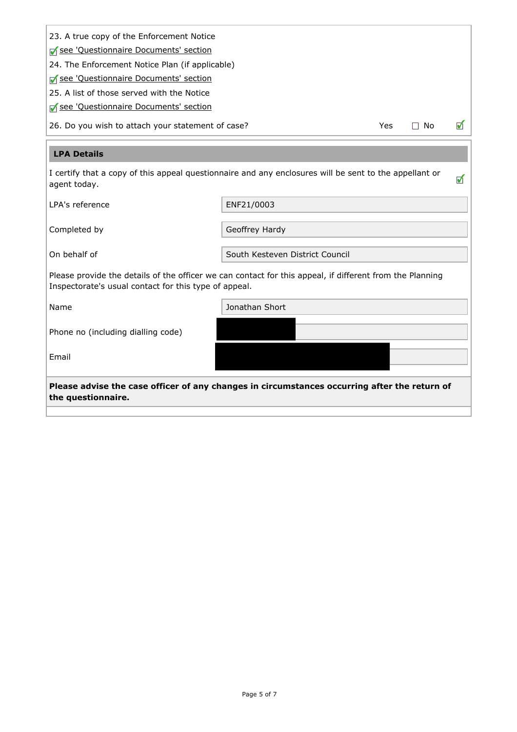23. A true copy of the Enforcement Notice

☑ see 'Questionnaire Documents' section

24. The Enforcement Notice Plan (if applicable)

☑ see 'Questionnaire Documents' section

25. A list of those served with the Notice

☑ see 'Questionnaire Documents' section

26. Do you wish to attach your statement of case? Yes ☐ No ☑

## LPA Details

I certify that a copy of this appeal questionnaire and any enclosures will be sent to the appellant or agent today. ☑

| | |
|---|---|
| LPA's reference | ENF21/0003 |
| Completed by | Geoffrey Hardy |
| On behalf of | South Kesteven District Council |

Please provide the details of the officer we can contact for this appeal, if different from the Planning Inspectorate's usual contact for this type of appeal.

| | |
|---|---|
| Name | Jonathan Short |
| Phone no (including dialling code) | [REDACTED] |
| Email | [REDACTED] |

**Please advise the case officer of any changes in circumstances occurring after the return of the questionnaire.**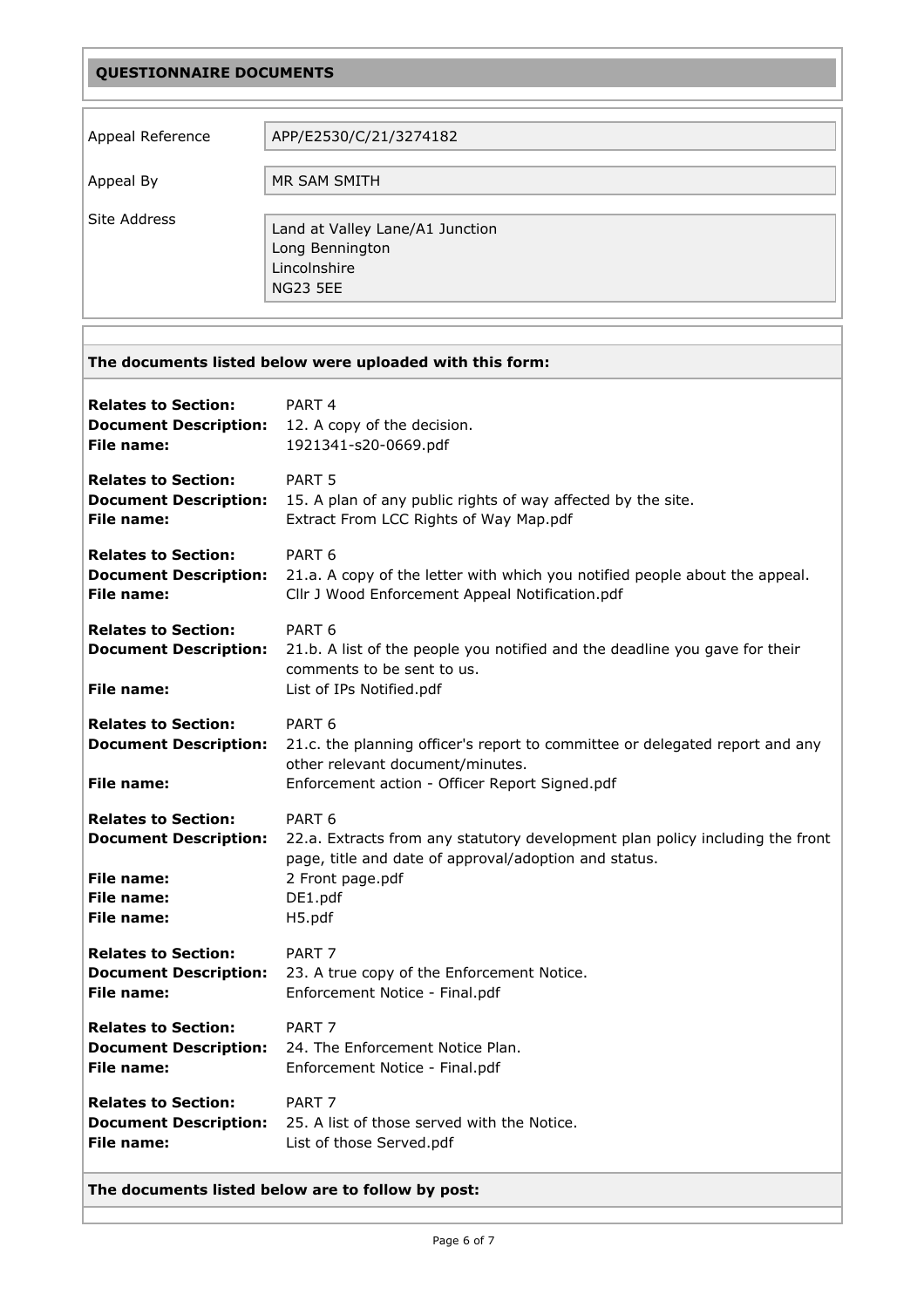## QUESTIONNAIRE DOCUMENTS

| | |
|---|---|
| Appeal Reference | APP/E2530/C/21/3274182 |
| Appeal By | MR SAM SMITH |
| Site Address | Land at Valley Lane/A1 Junction<br>Long Bennington<br>Lincolnshire<br>NG23 5EE |

**The documents listed below were uploaded with this form:**

**Relates to Section:** PART 4
**Document Description:** 12. A copy of the decision.
**File name:** 1921341-s20-0669.pdf

**Relates to Section:** PART 5
**Document Description:** 15. A plan of any public rights of way affected by the site.
**File name:** Extract From LCC Rights of Way Map.pdf

**Relates to Section:** PART 6
**Document Description:** 21.a. A copy of the letter with which you notified people about the appeal.
**File name:** Cllr J Wood Enforcement Appeal Notification.pdf

**Relates to Section:** PART 6
**Document Description:** 21.b. A list of the people you notified and the deadline you gave for their comments to be sent to us.
**File name:** List of IPs Notified.pdf

**Relates to Section:** PART 6
**Document Description:** 21.c. the planning officer's report to committee or delegated report and any other relevant document/minutes.
**File name:** Enforcement action - Officer Report Signed.pdf

**Relates to Section:** PART 6
**Document Description:** 22.a. Extracts from any statutory development plan policy including the front page, title and date of approval/adoption and status.
**File name:** 2 Front page.pdf
**File name:** DE1.pdf
**File name:** H5.pdf

**Relates to Section:** PART 7
**Document Description:** 23. A true copy of the Enforcement Notice.
**File name:** Enforcement Notice - Final.pdf

**Relates to Section:** PART 7
**Document Description:** 24. The Enforcement Notice Plan.
**File name:** Enforcement Notice - Final.pdf

**Relates to Section:** PART 7
**Document Description:** 25. A list of those served with the Notice.
**File name:** List of those Served.pdf

**The documents listed below are to follow by post:**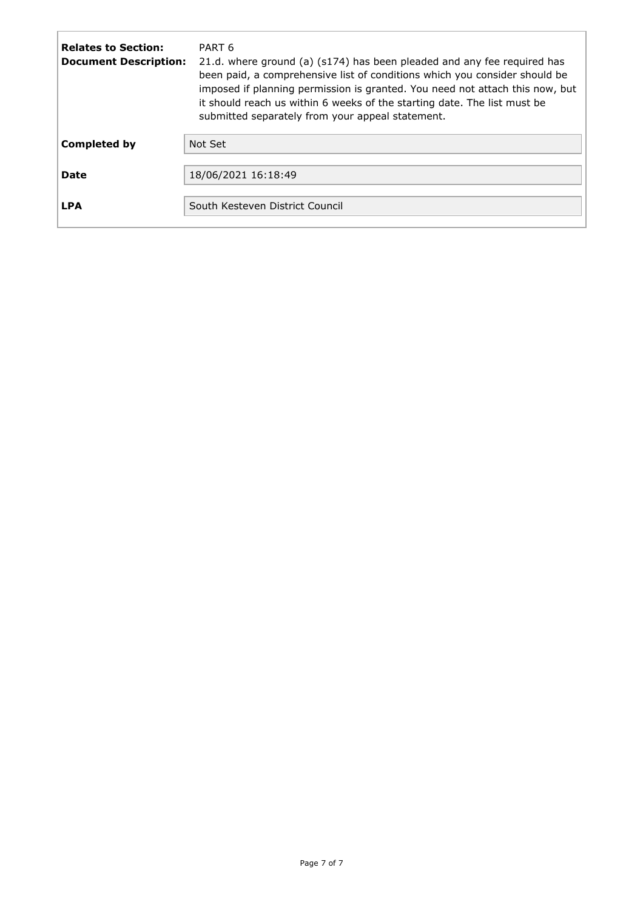| | |
|---|---|
| **Relates to Section:** | PART 6 |
| **Document Description:** | 21.d. where ground (a) (s174) has been pleaded and any fee required has been paid, a comprehensive list of conditions which you consider should be imposed if planning permission is granted. You need not attach this now, but it should reach us within 6 weeks of the starting date. The list must be submitted separately from your appeal statement. |
| **Completed by** | Not Set |
| **Date** | 18/06/2021 16:18:49 |
| **LPA** | South Kesteven District Council |